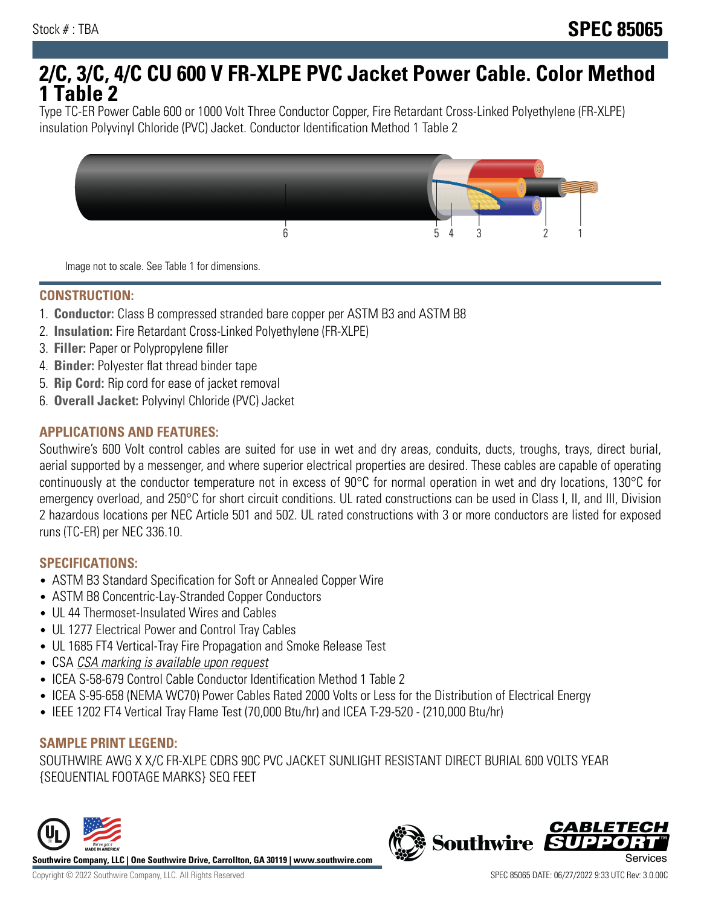Stock # : TBA

# SPEC 85065

# 2/C, 3/C, 4/C CU 600 V FR-XLPE PVC Jacket Power Cable. Color Method 1 Table 2

Type TC-ER Power Cable 600 or 1000 Volt Three Conductor Copper, Fire Retardant Cross-Linked Polyethylene (FR-XLPE) insulation Polyvinyl Chloride (PVC) Jacket. Conductor Identification Method 1 Table 2

Image not to scale. See Table 1 for dimensions.

## CONSTRUCTION:

1. **Conductor:** Class B compressed stranded bare copper per ASTM B3 and ASTM B8
2. **Insulation:** Fire Retardant Cross-Linked Polyethylene (FR-XLPE)
3. **Filler:** Paper or Polypropylene filler
4. **Binder:** Polyester flat thread binder tape
5. **Rip Cord:** Rip cord for ease of jacket removal
6. **Overall Jacket:** Polyvinyl Chloride (PVC) Jacket

## APPLICATIONS AND FEATURES:

Southwire's 600 Volt control cables are suited for use in wet and dry areas, conduits, ducts, troughs, trays, direct burial, aerial supported by a messenger, and where superior electrical properties are desired. These cables are capable of operating continuously at the conductor temperature not in excess of 90°C for normal operation in wet and dry locations, 130°C for emergency overload, and 250°C for short circuit conditions. UL rated constructions can be used in Class I, II, and III, Division 2 hazardous locations per NEC Article 501 and 502. UL rated constructions with 3 or more conductors are listed for exposed runs (TC-ER) per NEC 336.10.

## SPECIFICATIONS:

- ASTM B3 Standard Specification for Soft or Annealed Copper Wire
- ASTM B8 Concentric-Lay-Stranded Copper Conductors
- UL 44 Thermoset-Insulated Wires and Cables
- UL 1277 Electrical Power and Control Tray Cables
- UL 1685 FT4 Vertical-Tray Fire Propagation and Smoke Release Test
- CSA *CSA marking is available upon request*
- ICEA S-58-679 Control Cable Conductor Identification Method 1 Table 2
- ICEA S-95-658 (NEMA WC70) Power Cables Rated 2000 Volts or Less for the Distribution of Electrical Energy
- IEEE 1202 FT4 Vertical Tray Flame Test (70,000 Btu/hr) and ICEA T-29-520 - (210,000 Btu/hr)

## SAMPLE PRINT LEGEND:

SOUTHWIRE AWG X X/C FR-XLPE CDRS 90C PVC JACKET SUNLIGHT RESISTANT DIRECT BURIAL 600 VOLTS YEAR {SEQUENTIAL FOOTAGE MARKS} SEQ FEET

**Southwire Company, LLC | One Southwire Drive, Carrollton, GA 30119 | www.southwire.com**

Copyright © 2022 Southwire Company, LLC. All Rights Reserved

SPEC 85065 DATE: 06/27/2022 9:33 UTC Rev: 3.0.00C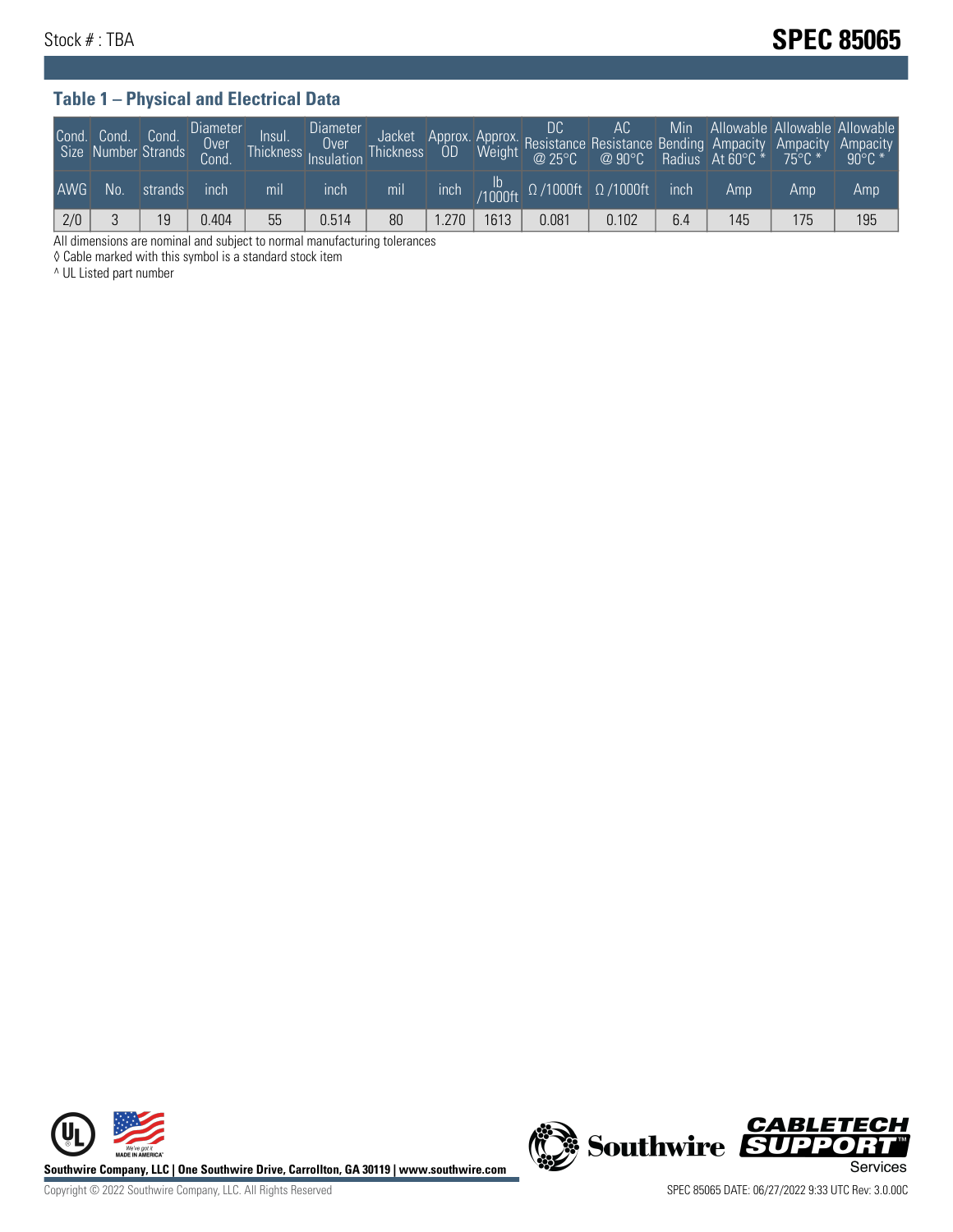### Table 1 – Physical and Electrical Data

| Cond. Size | Cond. Number | Cond. Strands | Diameter Over Cond. | Insul. Thickness | Diameter Over Insulation | Jacket Thickness | Approx. OD | Approx. Weight | DC Resistance @ 25°C | AC Resistance @ 90°C | Min Bending Radius | Allowable Ampacity At 60°C * | Allowable Ampacity 75°C * | Allowable Ampacity 90°C * |
|---|---|---|---|---|---|---|---|---|---|---|---|---|---|---|
| AWG | No. | strands | inch | mil | inch | mil | inch | lb /1000ft | Ω /1000ft | Ω /1000ft | inch | Amp | Amp | Amp |
| 2/0 | 3 | 19 | 0.404 | 55 | 0.514 | 80 | 1.270 | 1613 | 0.081 | 0.102 | 6.4 | 145 | 175 | 195 |

All dimensions are nominal and subject to normal manufacturing tolerances

◊ Cable marked with this symbol is a standard stock item

^ UL Listed part number